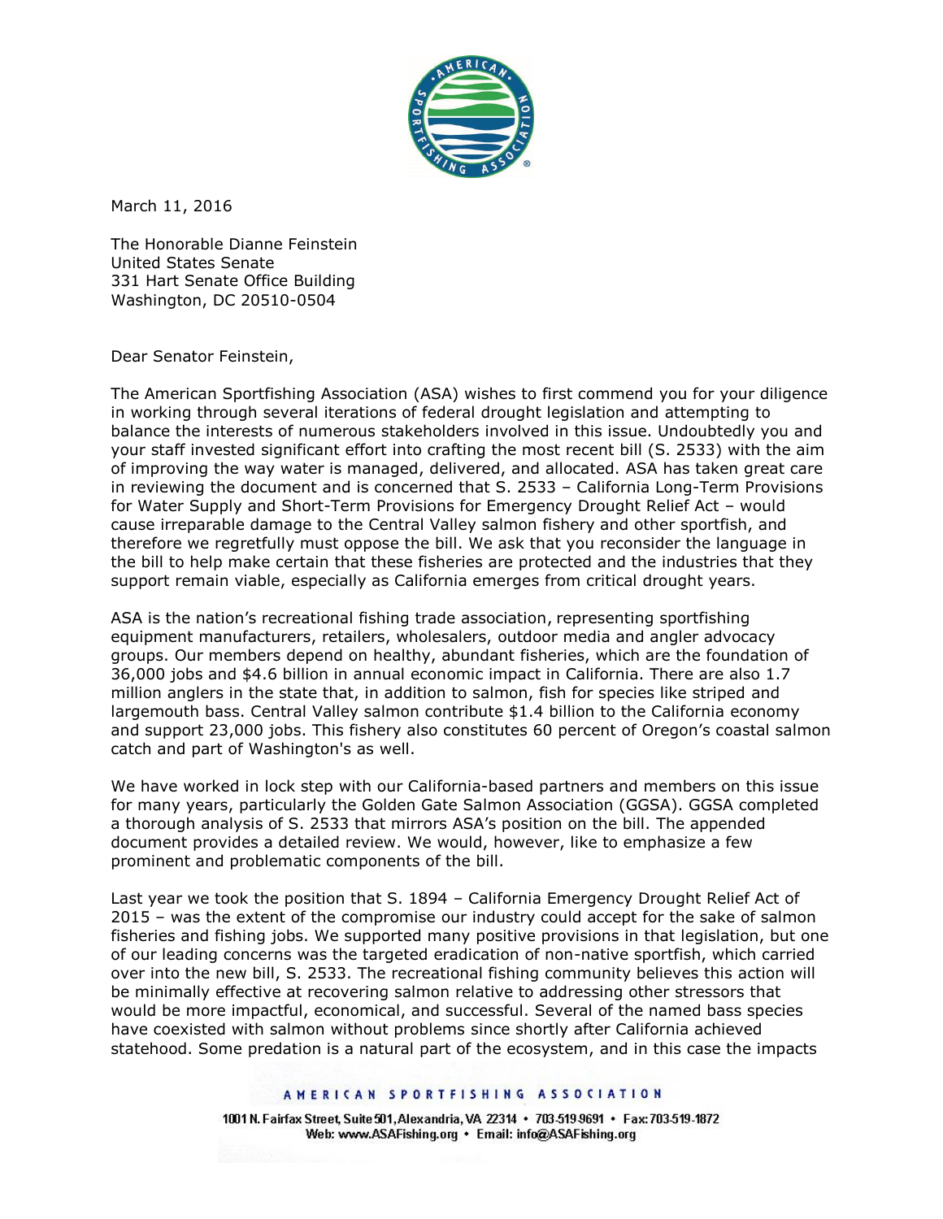March 11, 2016

The Honorable Dianne Feinstein
United States Senate
331 Hart Senate Office Building
Washington, DC 20510-0504

Dear Senator Feinstein,

The American Sportfishing Association (ASA) wishes to first commend you for your diligence in working through several iterations of federal drought legislation and attempting to balance the interests of numerous stakeholders involved in this issue. Undoubtedly you and your staff invested significant effort into crafting the most recent bill (S. 2533) with the aim of improving the way water is managed, delivered, and allocated. ASA has taken great care in reviewing the document and is concerned that S. 2533 – California Long-Term Provisions for Water Supply and Short-Term Provisions for Emergency Drought Relief Act – would cause irreparable damage to the Central Valley salmon fishery and other sportfish, and therefore we regretfully must oppose the bill. We ask that you reconsider the language in the bill to help make certain that these fisheries are protected and the industries that they support remain viable, especially as California emerges from critical drought years.

ASA is the nation's recreational fishing trade association, representing sportfishing equipment manufacturers, retailers, wholesalers, outdoor media and angler advocacy groups. Our members depend on healthy, abundant fisheries, which are the foundation of 36,000 jobs and $4.6 billion in annual economic impact in California. There are also 1.7 million anglers in the state that, in addition to salmon, fish for species like striped and largemouth bass. Central Valley salmon contribute $1.4 billion to the California economy and support 23,000 jobs. This fishery also constitutes 60 percent of Oregon's coastal salmon catch and part of Washington's as well.

We have worked in lock step with our California-based partners and members on this issue for many years, particularly the Golden Gate Salmon Association (GGSA). GGSA completed a thorough analysis of S. 2533 that mirrors ASA's position on the bill. The appended document provides a detailed review. We would, however, like to emphasize a few prominent and problematic components of the bill.

Last year we took the position that S. 1894 – California Emergency Drought Relief Act of 2015 – was the extent of the compromise our industry could accept for the sake of salmon fisheries and fishing jobs. We supported many positive provisions in that legislation, but one of our leading concerns was the targeted eradication of non-native sportfish, which carried over into the new bill, S. 2533. The recreational fishing community believes this action will be minimally effective at recovering salmon relative to addressing other stressors that would be more impactful, economical, and successful. Several of the named bass species have coexisted with salmon without problems since shortly after California achieved statehood. Some predation is a natural part of the ecosystem, and in this case the impacts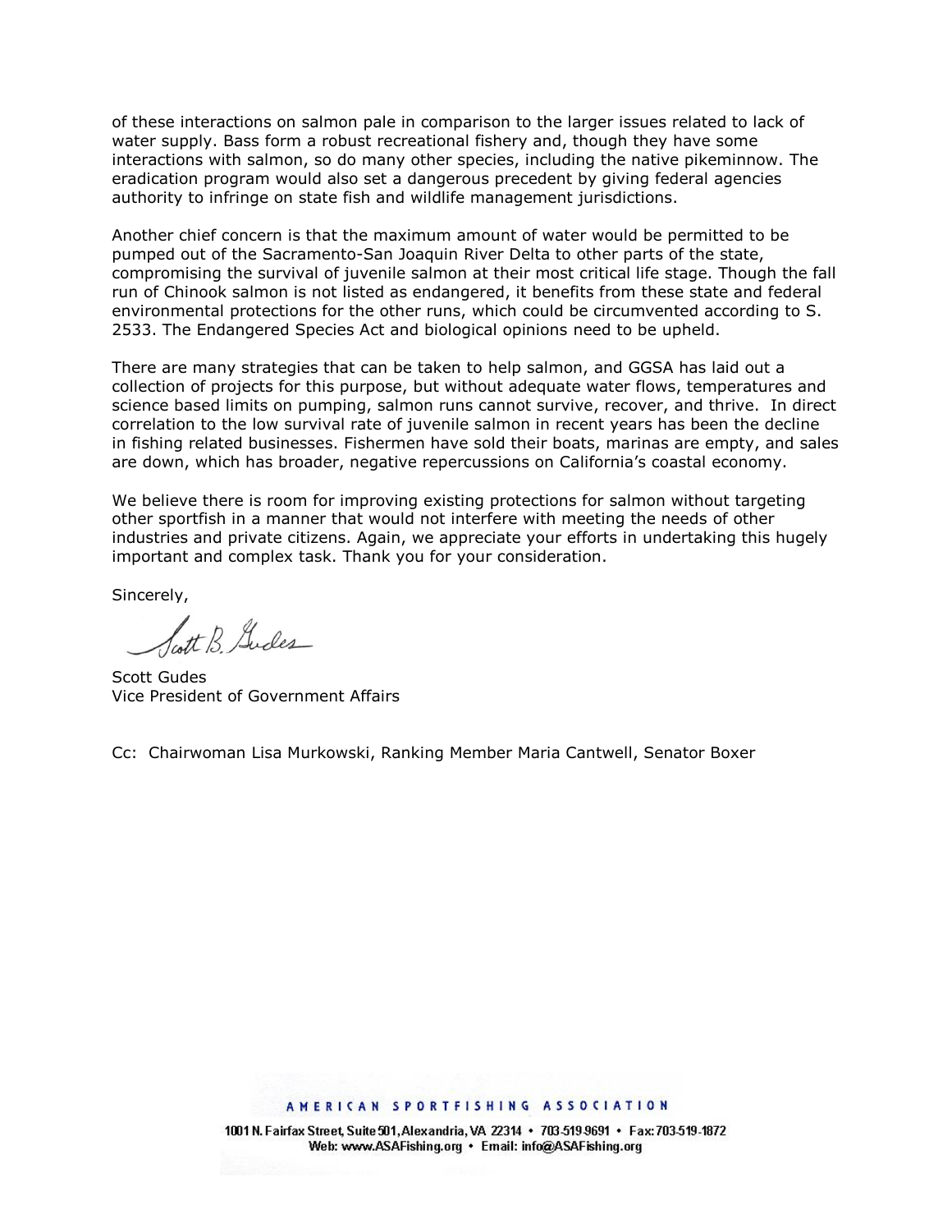of these interactions on salmon pale in comparison to the larger issues related to lack of water supply. Bass form a robust recreational fishery and, though they have some interactions with salmon, so do many other species, including the native pikeminnow. The eradication program would also set a dangerous precedent by giving federal agencies authority to infringe on state fish and wildlife management jurisdictions.

Another chief concern is that the maximum amount of water would be permitted to be pumped out of the Sacramento-San Joaquin River Delta to other parts of the state, compromising the survival of juvenile salmon at their most critical life stage. Though the fall run of Chinook salmon is not listed as endangered, it benefits from these state and federal environmental protections for the other runs, which could be circumvented according to S. 2533. The Endangered Species Act and biological opinions need to be upheld.

There are many strategies that can be taken to help salmon, and GGSA has laid out a collection of projects for this purpose, but without adequate water flows, temperatures and science based limits on pumping, salmon runs cannot survive, recover, and thrive. In direct correlation to the low survival rate of juvenile salmon in recent years has been the decline in fishing related businesses. Fishermen have sold their boats, marinas are empty, and sales are down, which has broader, negative repercussions on California's coastal economy.

We believe there is room for improving existing protections for salmon without targeting other sportfish in a manner that would not interfere with meeting the needs of other industries and private citizens. Again, we appreciate your efforts in undertaking this hugely important and complex task. Thank you for your consideration.

Sincerely,

Scott B. Gudes

Scott Gudes
Vice President of Government Affairs

Cc: Chairwoman Lisa Murkowski, Ranking Member Maria Cantwell, Senator Boxer

AMERICAN SPORTFISHING ASSOCIATION

1001 N. Fairfax Street, Suite 501, Alexandria, VA 22314 • 703-519-9691 • Fax: 703-519-1872
Web: www.ASAFishing.org • Email: info@ASAFishing.org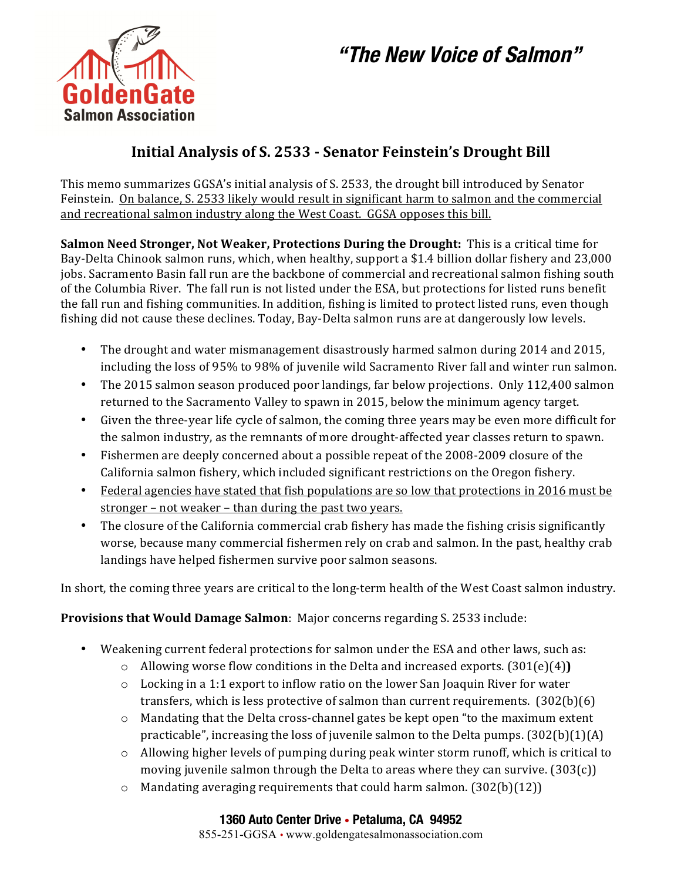*"The New Voice of Salmon"*

GoldenGate Salmon Association

## Initial Analysis of S. 2533 - Senator Feinstein's Drought Bill

This memo summarizes GGSA's initial analysis of S. 2533, the drought bill introduced by Senator Feinstein. On balance, S. 2533 likely would result in significant harm to salmon and the commercial and recreational salmon industry along the West Coast. GGSA opposes this bill.

**Salmon Need Stronger, Not Weaker, Protections During the Drought:** This is a critical time for Bay-Delta Chinook salmon runs, which, when healthy, support a $1.4 billion dollar fishery and 23,000 jobs. Sacramento Basin fall run are the backbone of commercial and recreational salmon fishing south of the Columbia River. The fall run is not listed under the ESA, but protections for listed runs benefit the fall run and fishing communities. In addition, fishing is limited to protect listed runs, even though fishing did not cause these declines. Today, Bay-Delta salmon runs are at dangerously low levels.

- The drought and water mismanagement disastrously harmed salmon during 2014 and 2015, including the loss of 95% to 98% of juvenile wild Sacramento River fall and winter run salmon.
- The 2015 salmon season produced poor landings, far below projections. Only 112,400 salmon returned to the Sacramento Valley to spawn in 2015, below the minimum agency target.
- Given the three-year life cycle of salmon, the coming three years may be even more difficult for the salmon industry, as the remnants of more drought-affected year classes return to spawn.
- Fishermen are deeply concerned about a possible repeat of the 2008-2009 closure of the California salmon fishery, which included significant restrictions on the Oregon fishery.
- Federal agencies have stated that fish populations are so low that protections in 2016 must be stronger – not weaker – than during the past two years.
- The closure of the California commercial crab fishery has made the fishing crisis significantly worse, because many commercial fishermen rely on crab and salmon. In the past, healthy crab landings have helped fishermen survive poor salmon seasons.

In short, the coming three years are critical to the long-term health of the West Coast salmon industry.

**Provisions that Would Damage Salmon**: Major concerns regarding S. 2533 include:

- Weakening current federal protections for salmon under the ESA and other laws, such as:
    - Allowing worse flow conditions in the Delta and increased exports. (301(e)(4)**)**
    - Locking in a 1:1 export to inflow ratio on the lower San Joaquin River for water transfers, which is less protective of salmon than current requirements. (302(b)(6)
    - Mandating that the Delta cross-channel gates be kept open "to the maximum extent practicable", increasing the loss of juvenile salmon to the Delta pumps. (302(b)(1)(A)
    - Allowing higher levels of pumping during peak winter storm runoff, which is critical to moving juvenile salmon through the Delta to areas where they can survive. (303(c))
    - Mandating averaging requirements that could harm salmon. (302(b)(12))

1360 Auto Center Drive • Petaluma, CA 94952
855-251-GGSA • www.goldengatesalmonassociation.com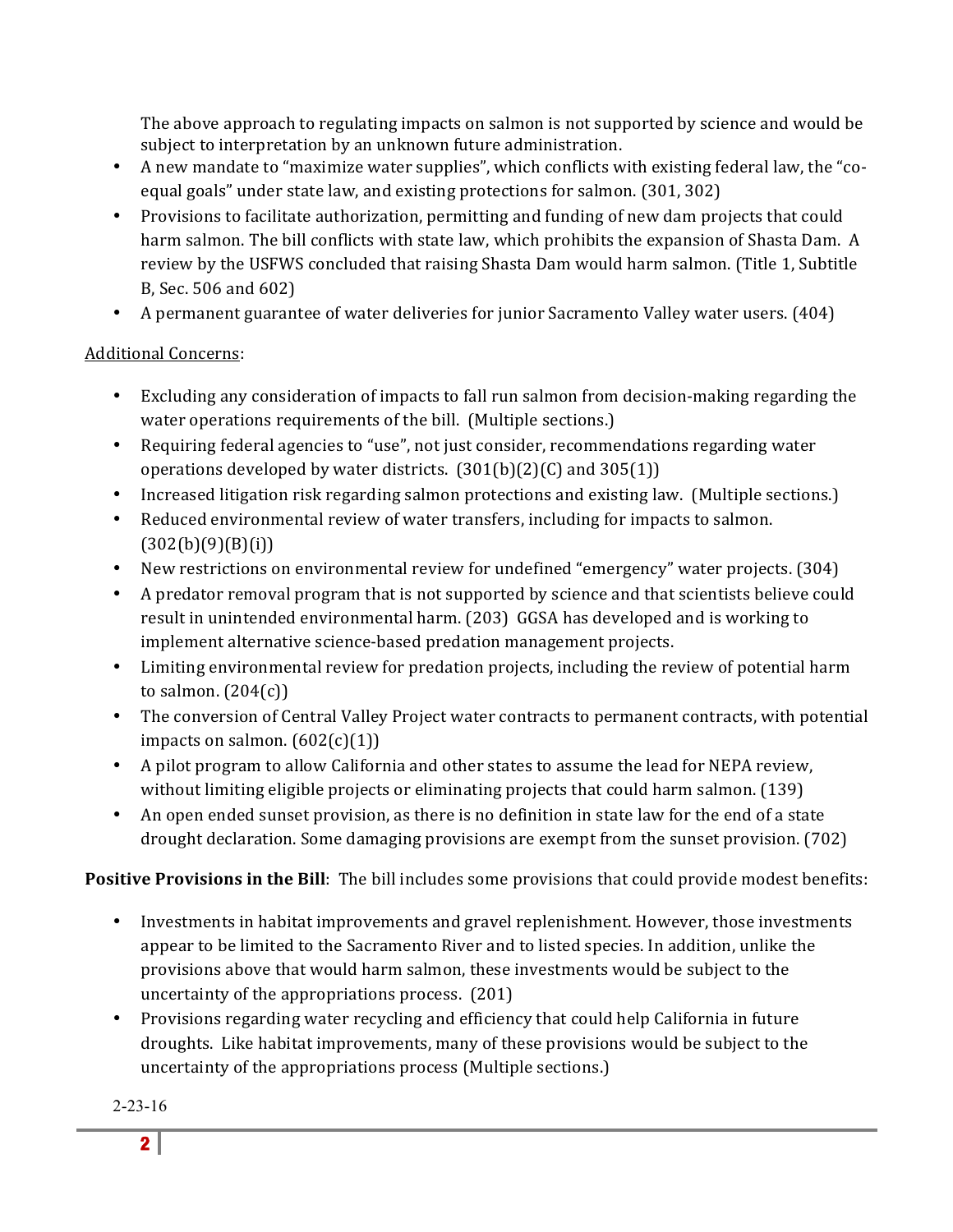The above approach to regulating impacts on salmon is not supported by science and would be subject to interpretation by an unknown future administration.

- A new mandate to "maximize water supplies", which conflicts with existing federal law, the "co-equal goals" under state law, and existing protections for salmon. (301, 302)
- Provisions to facilitate authorization, permitting and funding of new dam projects that could harm salmon. The bill conflicts with state law, which prohibits the expansion of Shasta Dam. A review by the USFWS concluded that raising Shasta Dam would harm salmon. (Title 1, Subtitle B, Sec. 506 and 602)
- A permanent guarantee of water deliveries for junior Sacramento Valley water users. (404)

<u>Additional Concerns</u>:

- Excluding any consideration of impacts to fall run salmon from decision-making regarding the water operations requirements of the bill. (Multiple sections.)
- Requiring federal agencies to "use", not just consider, recommendations regarding water operations developed by water districts. (301(b)(2)(C) and 305(1))
- Increased litigation risk regarding salmon protections and existing law. (Multiple sections.)
- Reduced environmental review of water transfers, including for impacts to salmon. (302(b)(9)(B)(i))
- New restrictions on environmental review for undefined "emergency" water projects. (304)
- A predator removal program that is not supported by science and that scientists believe could result in unintended environmental harm. (203) GGSA has developed and is working to implement alternative science-based predation management projects.
- Limiting environmental review for predation projects, including the review of potential harm to salmon. (204(c))
- The conversion of Central Valley Project water contracts to permanent contracts, with potential impacts on salmon. (602(c)(1))
- A pilot program to allow California and other states to assume the lead for NEPA review, without limiting eligible projects or eliminating projects that could harm salmon. (139)
- An open ended sunset provision, as there is no definition in state law for the end of a state drought declaration. Some damaging provisions are exempt from the sunset provision. (702)

**Positive Provisions in the Bill**: The bill includes some provisions that could provide modest benefits:

- Investments in habitat improvements and gravel replenishment. However, those investments appear to be limited to the Sacramento River and to listed species. In addition, unlike the provisions above that would harm salmon, these investments would be subject to the uncertainty of the appropriations process. (201)
- Provisions regarding water recycling and efficiency that could help California in future droughts. Like habitat improvements, many of these provisions would be subject to the uncertainty of the appropriations process (Multiple sections.)

2-23-16